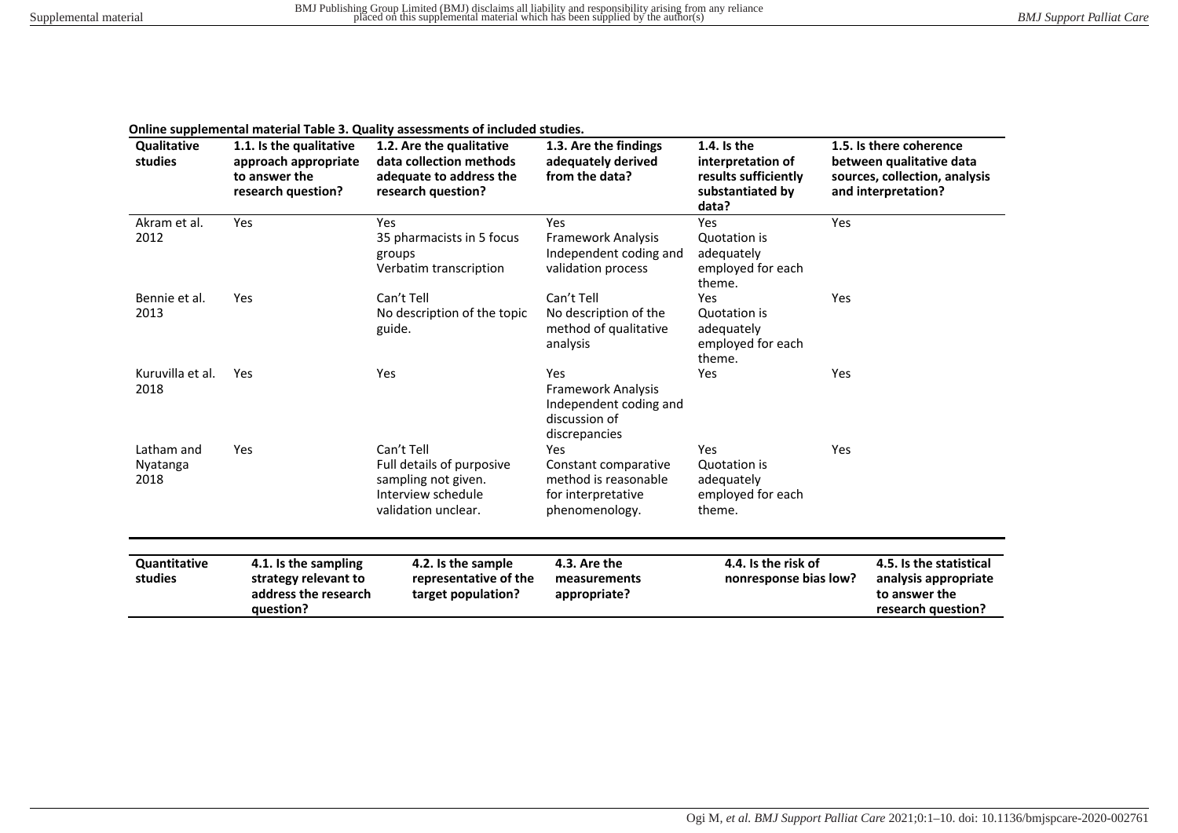**Online supplemental material Table 3. Quality assessments of included studies.**

| Qualitative studies | 1.1. Is the qualitative approach appropriate to answer the research question? | 1.2. Are the qualitative data collection methods adequate to address the research question? | 1.3. Are the findings adequately derived from the data? | 1.4. Is the interpretation of results sufficiently substantiated by data? | 1.5. Is there coherence between qualitative data sources, collection, analysis and interpretation? |
|---|---|---|---|---|---|
| Akram et al. 2012 | Yes | Yes<br>35 pharmacists in 5 focus groups<br>Verbatim transcription | Yes<br>Framework Analysis<br>Independent coding and validation process | Yes<br>Quotation is adequately employed for each theme. | Yes |
| Bennie et al. 2013 | Yes | Can't Tell<br>No description of the topic guide. | Can't Tell<br>No description of the method of qualitative analysis | Yes<br>Quotation is adequately employed for each theme. | Yes |
| Kuruvilla et al. 2018 | Yes | Yes | Yes<br>Framework Analysis<br>Independent coding and discussion of discrepancies | Yes | Yes |
| Latham and Nyatanga 2018 | Yes | Can't Tell<br>Full details of purposive sampling not given.<br>Interview schedule validation unclear. | Yes<br>Constant comparative method is reasonable for interpretative phenomenology. | Yes<br>Quotation is adequately employed for each theme. | Yes |

| Quantitative studies | 4.1. Is the sampling strategy relevant to address the research question? | 4.2. Is the sample representative of the target population? | 4.3. Are the measurements appropriate? | 4.4. Is the risk of nonresponse bias low? | 4.5. Is the statistical analysis appropriate to answer the research question? |
|---|---|---|---|---|---|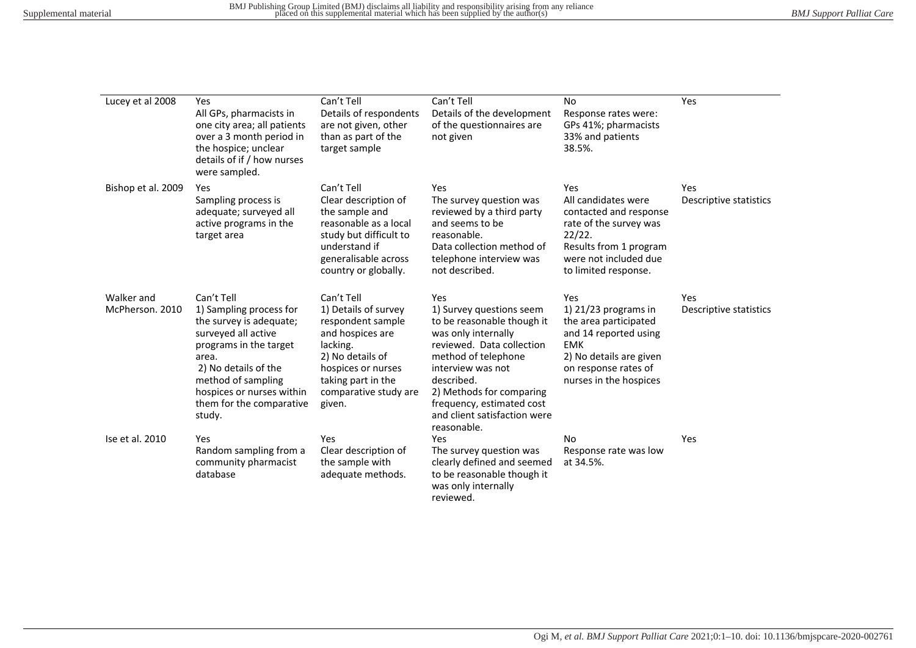| | | | | | |
|---|---|---|---|---|---|
| Lucey et al 2008 | Yes<br>All GPs, pharmacists in one city area; all patients over a 3 month period in the hospice; unclear details of if / how nurses were sampled. | Can't Tell<br>Details of respondents are not given, other than as part of the target sample | Can't Tell<br>Details of the development of the questionnaires are not given | No<br>Response rates were: GPs 41%; pharmacists 33% and patients 38.5%. | Yes |
| Bishop et al. 2009 | Yes<br>Sampling process is adequate; surveyed all active programs in the target area | Can't Tell<br>Clear description of the sample and reasonable as a local study but difficult to understand if generalisable across country or globally. | Yes<br>The survey question was reviewed by a third party and seems to be reasonable.<br>Data collection method of telephone interview was not described. | Yes<br>All candidates were contacted and response rate of the survey was 22/22.<br>Results from 1 program were not included due to limited response. | Yes<br>Descriptive statistics |
| Walker and McPherson. 2010 | Can't Tell<br>1) Sampling process for the survey is adequate; surveyed all active programs in the target area.<br>2) No details of the method of sampling hospices or nurses within them for the comparative study. | Can't Tell<br>1) Details of survey respondent sample and hospices are lacking.<br>2) No details of hospices or nurses taking part in the comparative study are given. | Yes<br>1) Survey questions seem to be reasonable though it was only internally reviewed. Data collection method of telephone interview was not described.<br>2) Methods for comparing frequency, estimated cost and client satisfaction were reasonable. | Yes<br>1) 21/23 programs in the area participated and 14 reported using EMK<br>2) No details are given on response rates of nurses in the hospices | Yes<br>Descriptive statistics |
| Ise et al. 2010 | Yes<br>Random sampling from a community pharmacist database | Yes<br>Clear description of the sample with adequate methods. | Yes<br>The survey question was clearly defined and seemed to be reasonable though it was only internally reviewed. | No<br>Response rate was low at 34.5%. | Yes |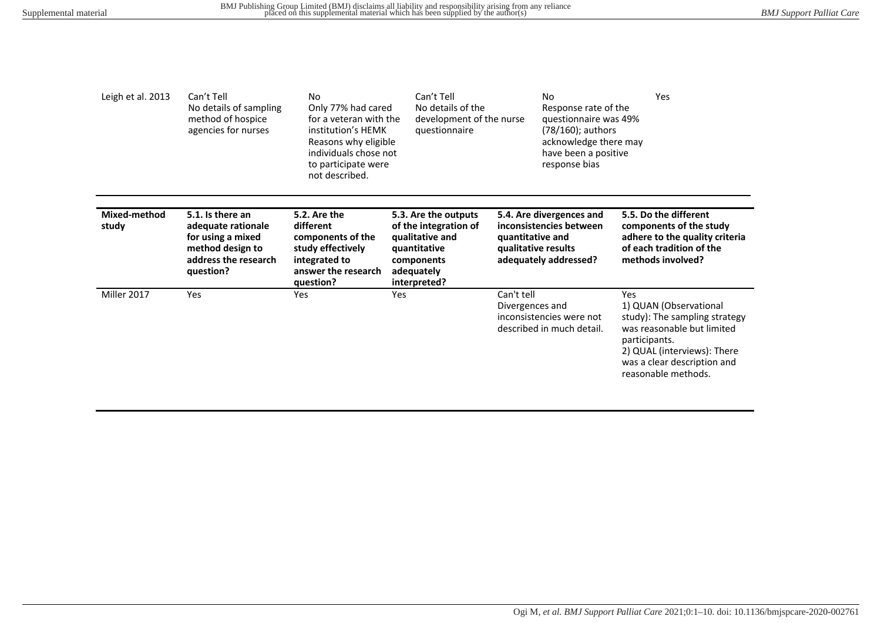| | | | | | |
|---|---|---|---|---|---|
| Leigh et al. 2013 | Can't Tell<br>No details of sampling method of hospice agencies for nurses | No<br>Only 77% had cared for a veteran with the institution's HEMK<br>Reasons why eligible individuals chose not to participate were not described. | Can't Tell<br>No details of the development of the nurse questionnaire | No<br>Response rate of the questionnaire was 49% (78/160); authors acknowledge there may have been a positive response bias | Yes |

| Mixed-method study | 5.1. Is there an adequate rationale for using a mixed method design to address the research question? | 5.2. Are the different components of the study effectively integrated to answer the research question? | 5.3. Are the outputs of the integration of qualitative and quantitative components adequately interpreted? | 5.4. Are divergences and inconsistencies between quantitative and qualitative results adequately addressed? | 5.5. Do the different components of the study adhere to the quality criteria of each tradition of the methods involved? |
|---|---|---|---|---|---|
| Miller 2017 | Yes | Yes | Yes | Can't tell<br>Divergences and inconsistencies were not described in much detail. | Yes<br>1) QUAN (Observational study): The sampling strategy was reasonable but limited participants.<br>2) QUAL (interviews): There was a clear description and reasonable methods. |